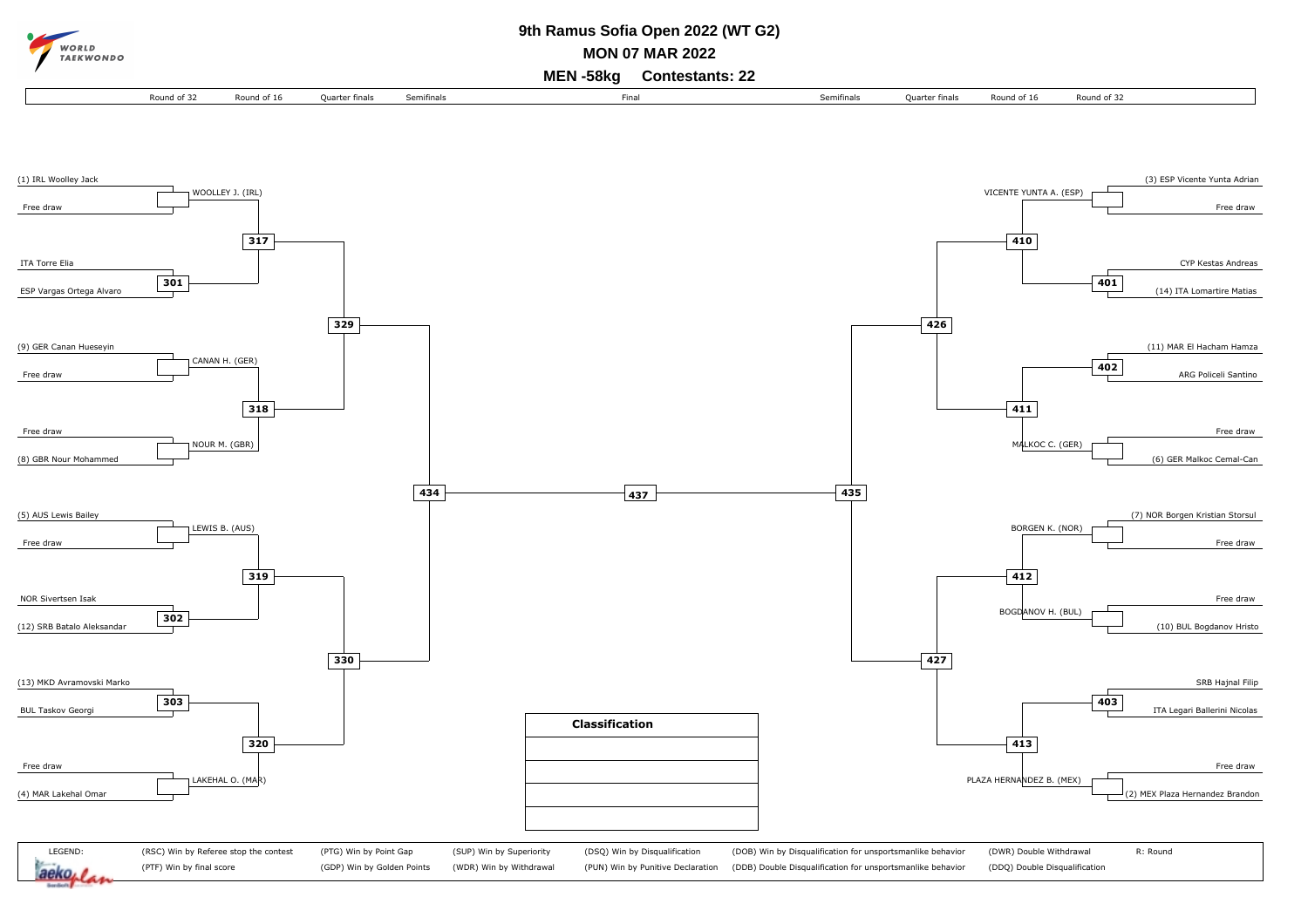# 9th Ramus Sofia Open 2022 (WT G2)

## MON 07 MAR 2022

## MEN -58kg Contestants: 22

| Round of 32 | Round of 16 | Quarter finals | Semifinals | Final | Semifinals | Quarter finals | Round of 16 | Round of 32 |
|---|---|---|---|---|---|---|---|---|

### Left side of bracket

| Match | Contestant 1 | Contestant 2 | Result |
|---|---|---|---|
| | (1) IRL Woolley Jack | Free draw | WOOLLEY J. (IRL) |
| 301 | ITA Torre Elia | ESP Vargas Ortega Alvaro | |
| 317 | WOOLLEY J. (IRL) | Winner 301 | |
| | (9) GER Canan Hueseyin | Free draw | CANAN H. (GER) |
| | Free draw | (8) GBR Nour Mohammed | NOUR M. (GBR) |
| 318 | CANAN H. (GER) | NOUR M. (GBR) | |
| 329 | Winner 317 | Winner 318 | |
| | (5) AUS Lewis Bailey | Free draw | LEWIS B. (AUS) |
| 302 | NOR Sivertsen Isak | (12) SRB Batalo Aleksandar | |
| 319 | LEWIS B. (AUS) | Winner 302 | |
| 303 | (13) MKD Avramovski Marko | BUL Taskov Georgi | |
| | Free draw | (4) MAR Lakehal Omar | LAKEHAL O. (MAR) |
| 320 | Winner 303 | LAKEHAL O. (MAR) | |
| 330 | Winner 319 | Winner 320 | |
| 434 | Winner 329 | Winner 330 | |

### Right side of bracket

| Match | Contestant 1 | Contestant 2 | Result |
|---|---|---|---|
| | (3) ESP Vicente Yunta Adrian | Free draw | VICENTE YUNTA A. (ESP) |
| 401 | CYP Kestas Andreas | (14) ITA Lomartire Matias | |
| 410 | VICENTE YUNTA A. (ESP) | Winner 401 | |
| 402 | (11) MAR El Hacham Hamza | ARG Policeli Santino | |
| | Free draw | (6) GER Malkoc Cemal-Can | MALKOC C. (GER) |
| 411 | Winner 402 | MALKOC C. (GER) | |
| 426 | Winner 410 | Winner 411 | |
| | (7) NOR Borgen Kristian Storsul | Free draw | BORGEN K. (NOR) |
| | Free draw | (10) BUL Bogdanov Hristo | BOGDANOV H. (BUL) |
| 412 | BORGEN K. (NOR) | BOGDANOV H. (BUL) | |
| 403 | SRB Hajnal Filip | ITA Legari Ballerini Nicolas | |
| | Free draw | (2) MEX Plaza Hernandez Brandon | PLAZA HERNANDEZ B. (MEX) |
| 413 | Winner 403 | PLAZA HERNANDEZ B. (MEX) | |
| 427 | Winner 412 | Winner 413 | |
| 435 | Winner 426 | Winner 427 | |

### Final

| Match | Contestant 1 | Contestant 2 | Result |
|---|---|---|---|
| 437 | Winner 434 | Winner 435 | |

| Classification |
|---|
| |
| |
| |
| |

LEGEND:

| | | | | | | |
|---|---|---|---|---|---|---|
| (RSC) Win by Referee stop the contest | (PTG) Win by Point Gap | (SUP) Win by Superiority | (DSQ) Win by Disqualification | (DOB) Win by Disqualification for unsportsmanlike behavior | (DWR) Double Withdrawal | R: Round |
| (PTF) Win by final score | (GDP) Win by Golden Points | (WDR) Win by Withdrawal | (PUN) Win by Punitive Declaration | (DDB) Double Disqualification for unsportsmanlike behavior | (DDQ) Double Disqualification | |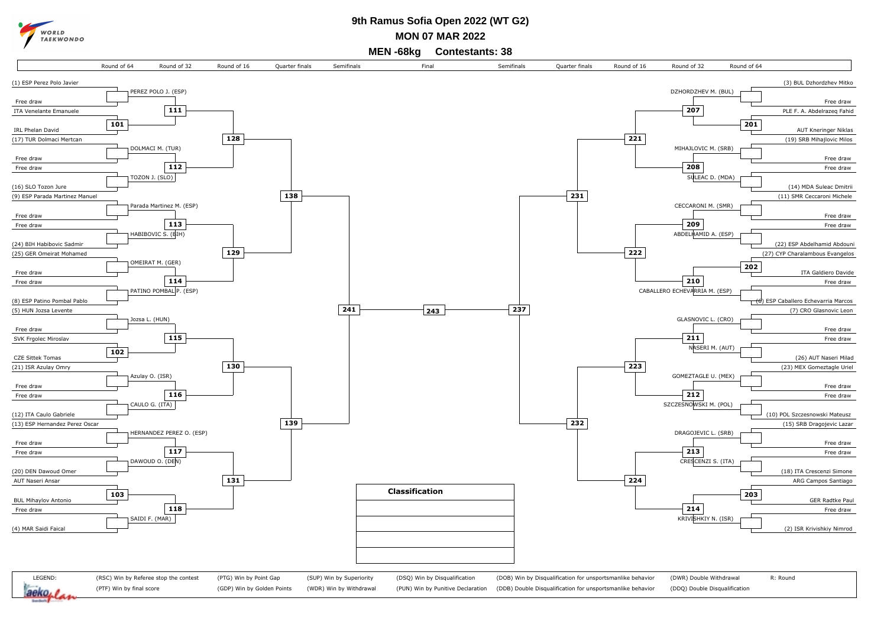# 9th Ramus Sofia Open 2022 (WT G2)

## MON 07 MAR 2022

## MEN -68kg Contestants: 38

### Left half of bracket

| Round of 64 | Round of 32 | Round of 16 | Quarter finals | Semifinals |
|---|---|---|---|---|
| (1) ESP Perez Polo Javier / Free draw | PEREZ POLO J. (ESP) | 111 | 128 | 138 / 241 |
| ITA Venelante Emanuele / IRL Phelan David (101) | | | | |
| (17) TUR Dolmaci Mertcan / Free draw | DOLMACI M. (TUR) | 112 | | |
| Free draw / (16) SLO Tozon Jure | TOZON J. (SLO) | | | |
| (9) ESP Parada Martinez Manuel / Free draw | Parada Martinez M. (ESP) | 113 | 129 | |
| Free draw / (24) BIH Habibovic Sadmir | HABIBOVIC S. (BIH) | | | |
| (25) GER Omeirat Mohamed / Free draw | OMEIRAT M. (GER) | 114 | | |
| Free draw / (8) ESP Patino Pombal Pablo | PATINO POMBAL P. (ESP) | | | |
| (5) HUN Jozsa Levente / Free draw | Jozsa L. (HUN) | 115 | 130 | 139 |
| SVK Frgolec Miroslav / CZE Sittek Tomas (102) | | | | |
| (21) ISR Azulay Omry / Free draw | Azulay O. (ISR) | 116 | | |
| Free draw / (12) ITA Caulo Gabriele | CAULO G. (ITA) | | | |
| (13) ESP Hernandez Perez Oscar / Free draw | HERNANDEZ PEREZ O. (ESP) | 117 | 131 | |
| Free draw / (20) DEN Dawoud Omer | DAWOUD O. (DEN) | | | |
| AUT Naseri Ansar / BUL Mihaylov Antonio (103) | | 118 | | |
| Free draw / (4) MAR Saidi Faical | SAIDI F. (MAR) | | | |

### Final

243

### Right half of bracket

| Round of 64 | Round of 32 | Round of 16 | Quarter finals | Semifinals |
|---|---|---|---|---|
| (3) BUL Dzhordzhev Mitko / Free draw | DZHORDZHEV M. (BUL) | 207 | 221 | 231 / 237 |
| PLE F. A. Abdelrazeq Fahid / AUT Kneringer Niklas (201) | | | | |
| (19) SRB Mihajlovic Milos / Free draw | MIHAJLOVIC M. (SRB) | 208 | | |
| Free draw / (14) MDA Suleac Dmitrii | SULEAC D. (MDA) | | | |
| (11) SMR Ceccaroni Michele / Free draw | CECCARONI M. (SMR) | 209 | 222 | |
| Free draw / (22) ESP Abdelhamid Abdouni | ABDELHAMID A. (ESP) | | | |
| (27) CYP Charalambous Evangelos / ITA Galdiero Davide (202) | | 210 | | |
| Free draw / (6) ESP Caballero Echevarria Marcos | CABALLERO ECHEVARRIA M. (ESP) | | | |
| (7) CRO Glasnovic Leon / Free draw | GLASNOVIC L. (CRO) | 211 | 223 | 232 |
| Free draw / (26) AUT Naseri Milad | NASERI M. (AUT) | | | |
| (23) MEX Gomeztagle Uriel / Free draw | GOMEZTAGLE U. (MEX) | 212 | | |
| Free draw / (10) POL Szczesnowski Mateusz | SZCZESNOWSKI M. (POL) | | | |
| (15) SRB Dragojevic Lazar / Free draw | DRAGOJEVIC L. (SRB) | 213 | 224 | |
| Free draw / (18) ITA Crescenzi Simone | CRESCENZI S. (ITA) | | | |
| ARG Campos Santiago / GER Radtke Paul (203) | | 214 | | |
| Free draw / (2) ISR Krivishkiy Nimrod | KRIVISHKIY N. (ISR) | | | |

### Classification

| Classification |
|---|
| |
| |
| |
| |

LEGEND:

- (RSC) Win by Referee stop the contest
- (PTF) Win by final score
- (PTG) Win by Point Gap
- (GDP) Win by Golden Points
- (SUP) Win by Superiority
- (WDR) Win by Withdrawal
- (DSQ) Win by Disqualification
- (PUN) Win by Punitive Declaration
- (DQB) Win by Disqualification for unsportsmanlike behavior
- (DDB) Double Disqualification for unsportsmanlike behavior
- (DWR) Double Withdrawal
- (DDQ) Double Disqualification
- R: Round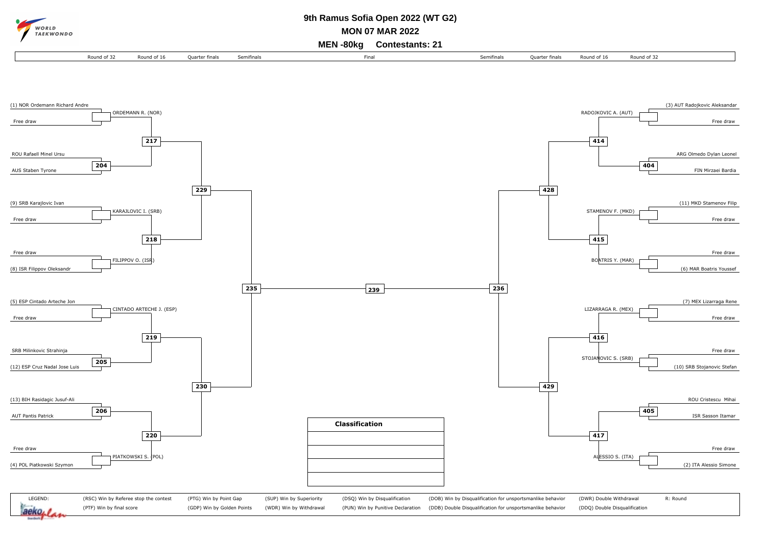# 9th Ramus Sofia Open 2022 (WT G2)

## MON 07 MAR 2022

## MEN -80kg Contestants: 21

Round of 32 | Round of 16 | Quarter finals | Semifinals | Final | Semifinals | Quarter finals | Round of 16 | Round of 32

### Left side of bracket

**Round of 32**

- (1) NOR Ordemann Richard Andre vs Free draw → ORDEMANN R. (NOR)
- ROU Rafaell Minel Ursu vs AUS Staben Tyrone → 204
- (9) SRB Karajlovic Ivan vs Free draw → KARAJLOVIC I. (SRB)
- Free draw vs (8) ISR Filippov Oleksandr → FILIPPOV O. (ISR)
- (5) ESP Cintado Arteche Jon vs Free draw → CINTADO ARTECHE J. (ESP)
- SRB Milinkovic Strahinja vs (12) ESP Cruz Nadal Jose Luis → 205
- (13) BIH Rasidagic Jusuf-Ali vs AUT Pantis Patrick → 206
- Free draw vs (4) POL Piatkowski Szymon → PIATKOWSKI S. (POL)

**Round of 16**

- ORDEMANN R. (NOR) vs Winner 204 → 217
- KARAJLOVIC I. (SRB) vs FILIPPOV O. (ISR) → 218
- CINTADO ARTECHE J. (ESP) vs Winner 205 → 219
- Winner 206 vs PIATKOWSKI S. (POL) → 220

**Quarter finals**

- Winner 217 vs Winner 218 → 229
- Winner 219 vs Winner 220 → 230

**Semifinal**

- Winner 229 vs Winner 230 → 235

### Final

- Winner 235 vs Winner 236 → 239

### Right side of bracket

**Round of 32**

- (3) AUT Radojkovic Aleksandar vs Free draw → RADOJKOVIC A. (AUT)
- ARG Olmedo Dylan Leonel vs FIN Mirzaei Bardia → 404
- (11) MKD Stamenov Filip vs Free draw → STAMENOV F. (MKD)
- Free draw vs (6) MAR Boatris Youssef → BOATRIS Y. (MAR)
- (7) MEX Lizarraga Rene vs Free draw → LIZARRAGA R. (MEX)
- Free draw vs (10) SRB Stojanovic Stefan → STOJANOVIC S. (SRB)
- ROU Cristescu Mihai vs ISR Sasson Itamar → 405
- Free draw vs (2) ITA Alessio Simone → ALESSIO S. (ITA)

**Round of 16**

- RADOJKOVIC A. (AUT) vs Winner 404 → 414
- STAMENOV F. (MKD) vs BOATRIS Y. (MAR) → 415
- LIZARRAGA R. (MEX) vs STOJANOVIC S. (SRB) → 416
- Winner 405 vs ALESSIO S. (ITA) → 417

**Quarter finals**

- Winner 414 vs Winner 415 → 428
- Winner 416 vs Winner 417 → 429

**Semifinal**

- Winner 428 vs Winner 429 → 236

### Classification

| Classification |
|---|
| |
| |
| |
| |

LEGEND:

| | | | | | | |
|---|---|---|---|---|---|---|
| (RSC) Win by Referee stop the contest | (PTG) Win by Point Gap | (SUP) Win by Superiority | (DSQ) Win by Disqualification | (DOB) Win by Disqualification for unsportsmanlike behavior | (DWR) Double Withdrawal | R: Round |
| (PTF) Win by final score | (GDP) Win by Golden Points | (WDR) Win by Withdrawal | (PUN) Win by Punitive Declaration | (DDB) Double Disqualification for unsportsmanlike behavior | (DDQ) Double Disqualification | |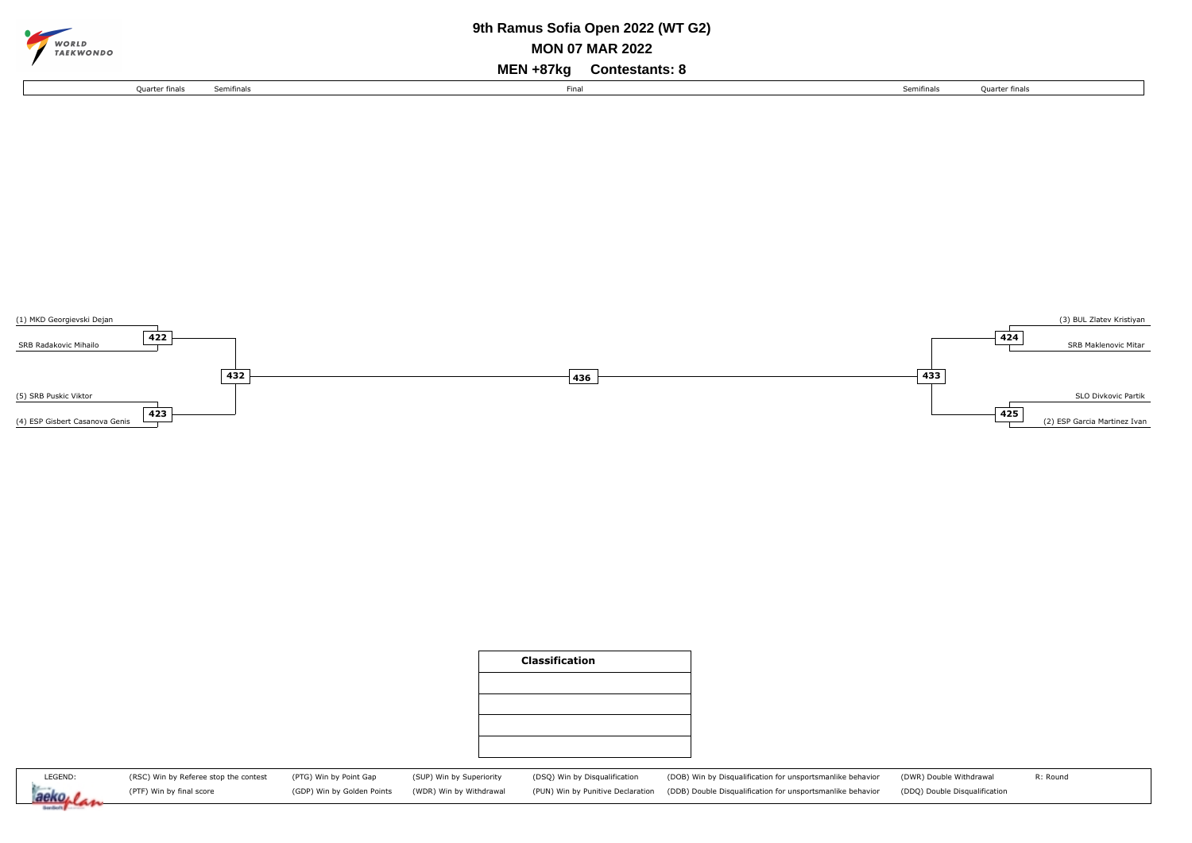# 9th Ramus Sofia Open 2022 (WT G2)

**MON 07 MAR 2022**

**MEN +87kg Contestants: 8**

| Quarter finals | Semifinals | Final | Semifinals | Quarter finals |
|---|---|---|---|---|

(1) MKD Georgievski Dejan
**422**
SRB Radakovic Mihailo

**432**

(5) SRB Puskic Viktor
**423**
(4) ESP Gisbert Casanova Genis

**436**

(3) BUL Zlatev Kristiyan
**424**
SRB Maklenovic Mitar

**433**

SLO Divkovic Partik
**425**
(2) ESP Garcia Martinez Ivan

| Classification |
|---|
| |
| |
| |
| |

LEGEND:

| | | | | | | |
|---|---|---|---|---|---|---|
| (RSC) Win by Referee stop the contest | (PTG) Win by Point Gap | (SUP) Win by Superiority | (DSQ) Win by Disqualification | (DQB) Win by Disqualification for unsportsmanlike behavior | (DWR) Double Withdrawal | R: Round |
| (PTF) Win by final score | (GDP) Win by Golden Points | (WDR) Win by Withdrawal | (PUN) Win by Punitive Declaration | (DDB) Double Disqualification for unsportsmanlike behavior | (DDQ) Double Disqualification | |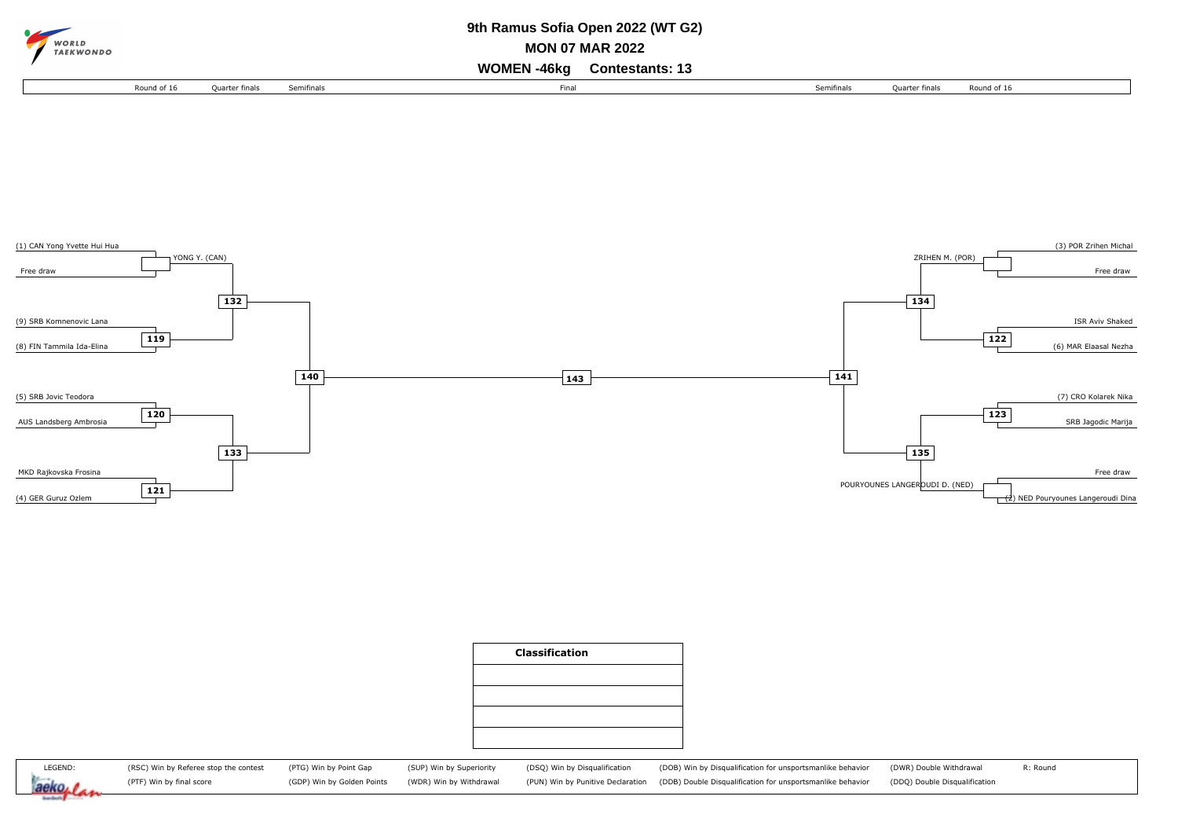# 9th Ramus Sofia Open 2022 (WT G2)

**MON 07 MAR 2022**

**WOMEN -46kg Contestants: 13**

| Round of 16 | Quarter finals | Semifinals | Final | Semifinals | Quarter finals | Round of 16 |
|---|---|---|---|---|---|---|

**Left side of bracket:**

- (1) CAN Yong Yvette Hui Hua vs Free draw → YONG Y. (CAN)
- (9) SRB Komnenovic Lana vs (8) FIN Tammila Ida-Elina — Contest 119
- Contest 132: YONG Y. (CAN) vs winner of 119
- (5) SRB Jovic Teodora vs AUS Landsberg Ambrosia — Contest 120
- MKD Rajkovska Frosina vs (4) GER Guruz Ozlem — Contest 121
- Contest 133: winner of 120 vs winner of 121
- Contest 140: winner of 132 vs winner of 133

**Final:** Contest 143

**Right side of bracket:**

- (3) POR Zrihen Michal vs Free draw → ZRIHEN M. (POR)
- ISR Aviv Shaked vs (6) MAR Elaasal Nezha — Contest 122
- Contest 134: ZRIHEN M. (POR) vs winner of 122
- (7) CRO Kolarek Nika vs SRB Jagodic Marija — Contest 123
- Free draw vs (2) NED Pouryounes Langeroudi Dina → POURYOUNES LANGEROUDI D. (NED)
- Contest 135: winner of 123 vs POURYOUNES LANGEROUDI D. (NED)
- Contest 141: winner of 134 vs winner of 135

| Classification |
|---|
| |
| |
| |
| |

LEGEND:

| | | | | | | |
|---|---|---|---|---|---|---|
| (RSC) Win by Referee stop the contest | (PTG) Win by Point Gap | (SUP) Win by Superiority | (DSQ) Win by Disqualification | (DQB) Win by Disqualification for unsportsmanlike behavior | (DWR) Double Withdrawal | R: Round |
| (PTF) Win by final score | (GDP) Win by Golden Points | (WDR) Win by Withdrawal | (PUN) Win by Punitive Declaration | (DDB) Double Disqualification for unsportsmanlike behavior | (DDQ) Double Disqualification | |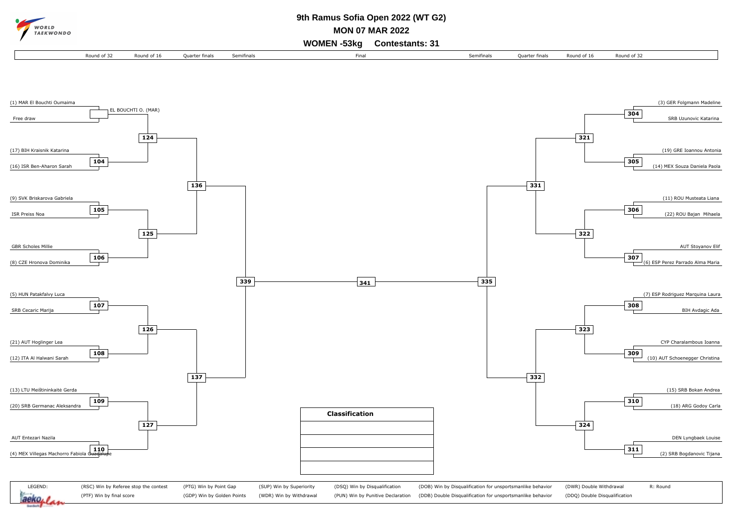# 9th Ramus Sofia Open 2022 (WT G2)

## MON 07 MAR 2022

## WOMEN -53kg Contestants: 31

| Round of 32 | Round of 16 | Quarter finals | Semifinals | Final | Semifinals | Quarter finals | Round of 16 | Round of 32 |
|---|---|---|---|---|---|---|---|---|

### Left side of bracket

| Contestant | Match |
|---|---|
| (1) MAR El Bouchti Oumaima | |
| Free draw | EL BOUCHTI O. (MAR) |
| (17) BIH Kraisnik Katarina | 104 |
| (16) ISR Ben-Aharon Sarah | |
| (9) SVK Briskarova Gabriela | 105 |
| ISR Preiss Noa | |
| GBR Scholes Millie | 106 |
| (8) CZE Hronova Dominika | |
| (5) HUN Patakfalvy Luca | 107 |
| SRB Cecaric Marija | |
| (21) AUT Hoglinger Lea | 108 |
| (12) ITA Al Halwani Sarah | |
| (13) LTU Meištininkaitė Gerda | 109 |
| (20) SRB Germanac Aleksandra | |
| AUT Entezari Nazila | 110 |
| (4) MEX Villegas Machorro Fabiola Guadalupe | |

Round of 16: 124, 125, 126, 127

Quarter finals: 136, 137

Semifinal: 339

### Final

341

### Right side of bracket

| Contestant | Match |
|---|---|
| (3) GER Folgmann Madeline | 304 |
| SRB Uzunovic Katarina | |
| (19) GRE Ioannou Antonia | 305 |
| (14) MEX Souza Daniela Paola | |
| (11) ROU Musteata Liana | 306 |
| (22) ROU Bajan Mihaela | |
| AUT Stoyanov Elif | 307 |
| (6) ESP Perez Parrado Alma Maria | |
| (7) ESP Rodriguez Marquina Laura | 308 |
| BIH Avdagic Ada | |
| CYP Charalambous Ioanna | 309 |
| (10) AUT Schoenegger Christina | |
| (15) SRB Bokan Andrea | 310 |
| (18) ARG Godoy Carla | |
| DEN Lyngbaek Louise | 311 |
| (2) SRB Bogdanovic Tijana | |

Round of 16: 321, 322, 323, 324

Quarter finals: 331, 332

Semifinal: 335

### Classification

| Classification |
|---|
| |
| |
| |
| |

LEGEND:

| | | | | | |
|---|---|---|---|---|---|
| (RSC) Win by Referee stop the contest | (PTG) Win by Point Gap | (SUP) Win by Superiority | (DSQ) Win by Disqualification | (DQB) Win by Disqualification for unsportsmanlike behavior | (DWR) Double Withdrawal |
| (PTF) Win by final score | (GDP) Win by Golden Points | (WDR) Win by Withdrawal | (PUN) Win by Punitive Declaration | (DDB) Double Disqualification for unsportsmanlike behavior | (DDQ) Double Disqualification |

R: Round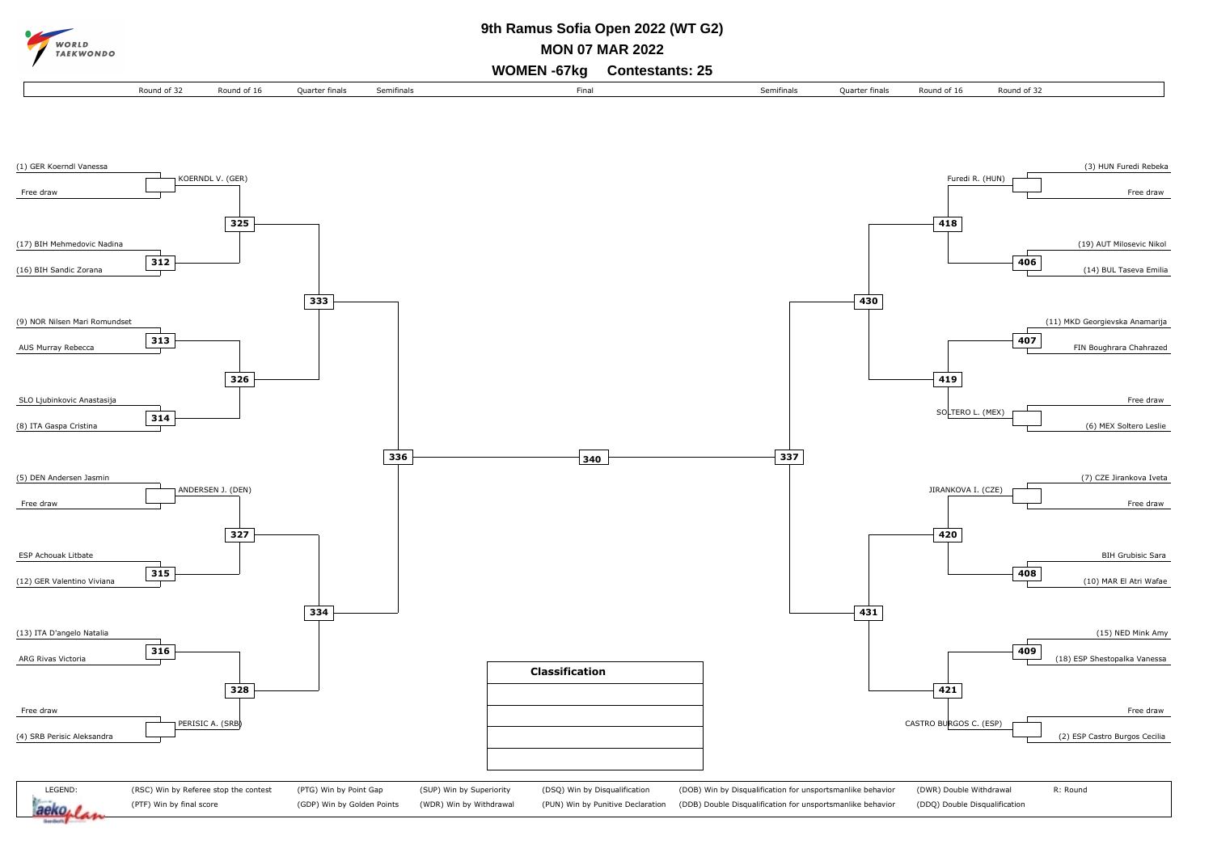# 9th Ramus Sofia Open 2022 (WT G2)

## MON 07 MAR 2022

## WOMEN -67kg Contestants: 25

Round of 32 | Round of 16 | Quarter finals | Semifinals | Final | Semifinals | Quarter finals | Round of 16 | Round of 32

### Left side of bracket

- (1) GER Koerndl Vanessa
- Free draw
  - KOERNDL V. (GER)
- Match 325
- (17) BIH Mehmedovic Nadina
- Match 312
- (16) BIH Sandic Zorana
- Match 333
- (9) NOR Nilsen Mari Romundset
- Match 313
- AUS Murray Rebecca
- Match 326
- SLO Ljubinkovic Anastasija
- Match 314
- (8) ITA Gaspa Cristina
- Match 336
- (5) DEN Andersen Jasmin
- Free draw
  - ANDERSEN J. (DEN)
- Match 327
- ESP Achouak Litbate
- Match 315
- (12) GER Valentino Viviana
- Match 334
- (13) ITA D'angelo Natalia
- Match 316
- ARG Rivas Victoria
- Match 328
- Free draw
- (4) SRB Perisic Aleksandra
  - PERISIC A. (SRB)

### Final

- Match 340

### Right side of bracket

- (3) HUN Furedi Rebeka
- Free draw
  - Furedi R. (HUN)
- Match 418
- (19) AUT Milosevic Nikol
- Match 406
- (14) BUL Taseva Emilia
- Match 430
- (11) MKD Georgievska Anamarija
- Match 407
- FIN Boughrara Chahrazed
- Match 419
- Free draw
- (6) MEX Soltero Leslie
  - SOLTERO L. (MEX)
- Match 337
- (7) CZE Jirankova Iveta
- Free draw
  - JIRANKOVA I. (CZE)
- Match 420
- BIH Grubisic Sara
- Match 408
- (10) MAR El Atri Wafae
- Match 431
- (15) NED Mink Amy
- Match 409
- (18) ESP Shestopalka Vanessa
- Match 421
- Free draw
- (2) ESP Castro Burgos Cecilia
  - CASTRO BURGOS C. (ESP)

| Classification |
| --- |
| |
| |
| |
| |

LEGEND:

| | | | | | | |
| --- | --- | --- | --- | --- | --- | --- |
| (RSC) Win by Referee stop the contest | (PTG) Win by Point Gap | (SUP) Win by Superiority | (DSQ) Win by Disqualification | (DQB) Win by Disqualification for unsportsmanlike behavior | (DWR) Double Withdrawal | R: Round |
| (PTF) Win by final score | (GDP) Win by Golden Points | (WDR) Win by Withdrawal | (PUN) Win by Punitive Declaration | (DDB) Double Disqualification for unsportsmanlike behavior | (DDQ) Double Disqualification | |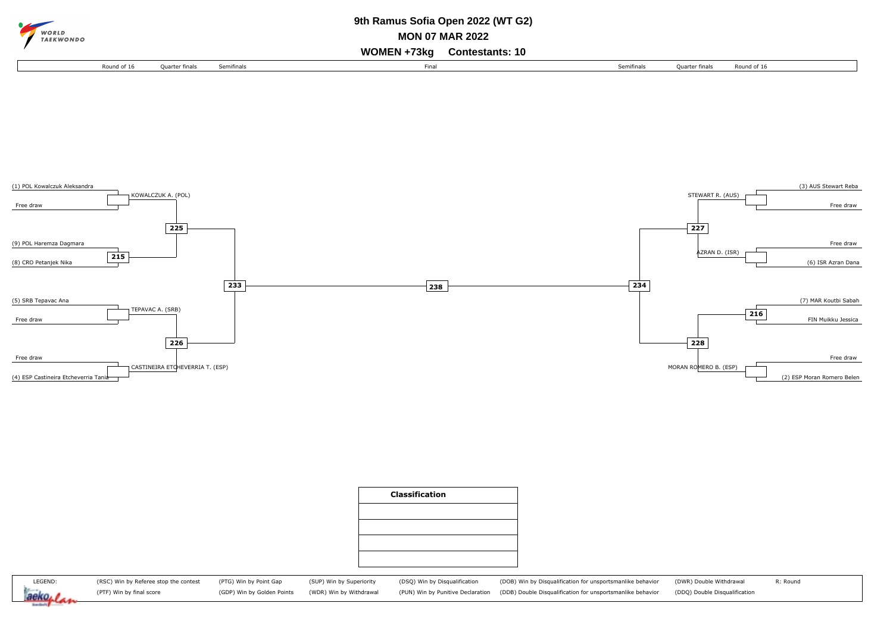# 9th Ramus Sofia Open 2022 (WT G2)

## MON 07 MAR 2022

## WOMEN +73kg Contestants: 10

Round of 16 | Quarter finals | Semifinals | Final | Semifinals | Quarter finals | Round of 16

(1) POL Kowalczuk Aleksandra
Free draw
KOWALCZUK A. (POL)

225

(9) POL Haremza Dagmara
(8) CRO Petanjek Nika
215

233

(5) SRB Tepavac Ana
Free draw
TEPAVAC A. (SRB)

226

Free draw
(4) ESP Castineira Etcheverria Tania
CASTINEIRA ETCHEVERRIA T. (ESP)

238

(3) AUS Stewart Reba
Free draw
STEWART R. (AUS)

227

Free draw
(6) ISR Azran Dana
AZRAN D. (ISR)

234

(7) MAR Koutbi Sabah
FIN Muikku Jessica
216

228

Free draw
(2) ESP Moran Romero Belen
MORAN ROMERO B. (ESP)

**Classification**

| |
|---|
| |
| |
| |
| |

LEGEND:

(RSC) Win by Referee stop the contest
(PTF) Win by final score
(PTG) Win by Point Gap
(GDP) Win by Golden Points
(SUP) Win by Superiority
(WDR) Win by Withdrawal
(DSQ) Win by Disqualification
(PUN) Win by Punitive Declaration
(DQB) Win by Disqualification for unsportsmanlike behavior
(DDB) Double Disqualification for unsportsmanlike behavior
(DWR) Double Withdrawal
(DDQ) Double Disqualification
R: Round